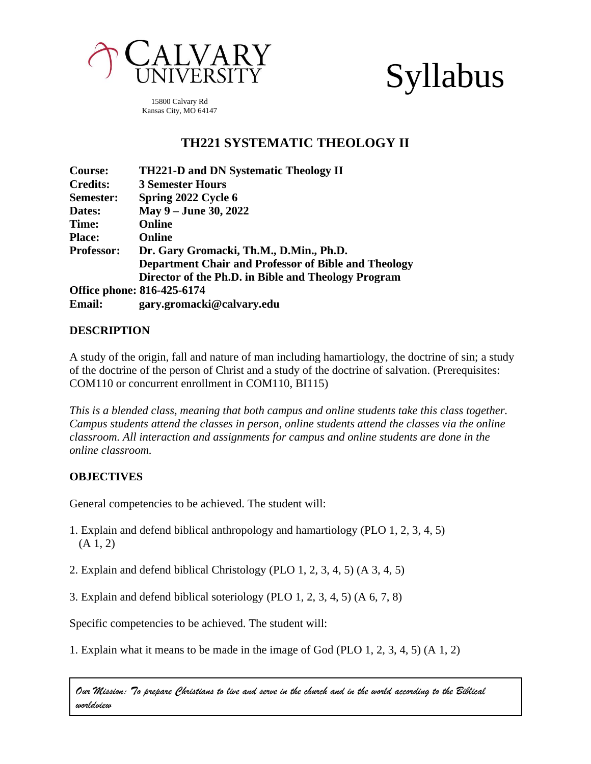CALVARY UNIVERSITY

15800 Calvary Rd
Kansas City, MO 64147

# Syllabus

## TH221 SYSTEMATIC THEOLOGY II

**Course:** **TH221-D and DN Systematic Theology II**
**Credits:** **3 Semester Hours**
**Semester:** **Spring 2022 Cycle 6**
**Dates:** **May 9 – June 30, 2022**
**Time:** **Online**
**Place:** **Online**
**Professor:** **Dr. Gary Gromacki, Th.M., D.Min., Ph.D.**
**Department Chair and Professor of Bible and Theology**
**Director of the Ph.D. in Bible and Theology Program**
**Office phone: 816-425-6174**
**Email:** **gary.gromacki@calvary.edu**

### DESCRIPTION

A study of the origin, fall and nature of man including hamartiology, the doctrine of sin; a study of the doctrine of the person of Christ and a study of the doctrine of salvation. (Prerequisites: COM110 or concurrent enrollment in COM110, BI115)

*This is a blended class, meaning that both campus and online students take this class together. Campus students attend the classes in person, online students attend the classes via the online classroom. All interaction and assignments for campus and online students are done in the online classroom.*

### OBJECTIVES

General competencies to be achieved. The student will:

1. Explain and defend biblical anthropology and hamartiology (PLO 1, 2, 3, 4, 5) (A 1, 2)

2. Explain and defend biblical Christology (PLO 1, 2, 3, 4, 5) (A 3, 4, 5)

3. Explain and defend biblical soteriology (PLO 1, 2, 3, 4, 5) (A 6, 7, 8)

Specific competencies to be achieved. The student will:

1. Explain what it means to be made in the image of God (PLO 1, 2, 3, 4, 5) (A 1, 2)

*Our Mission: To prepare Christians to live and serve in the church and in the world according to the Biblical worldview*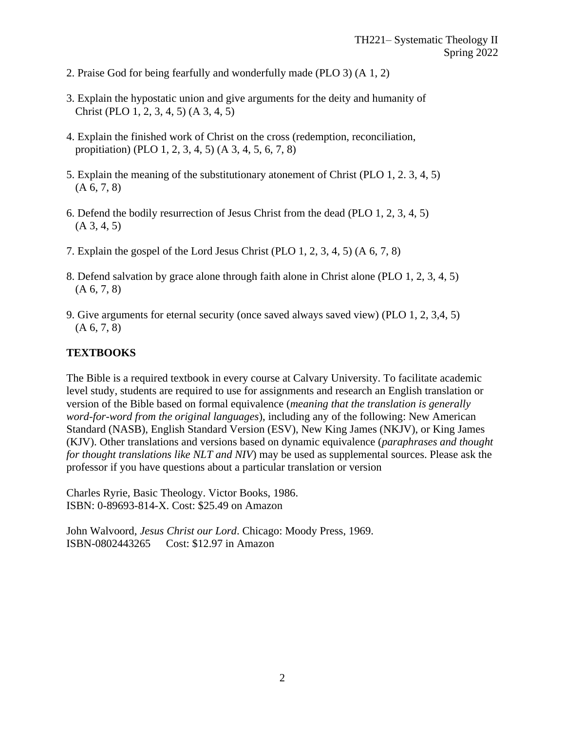2. Praise God for being fearfully and wonderfully made (PLO 3) (A 1, 2)

3. Explain the hypostatic union and give arguments for the deity and humanity of Christ (PLO 1, 2, 3, 4, 5) (A 3, 4, 5)

4. Explain the finished work of Christ on the cross (redemption, reconciliation, propitiation) (PLO 1, 2, 3, 4, 5) (A 3, 4, 5, 6, 7, 8)

5. Explain the meaning of the substitutionary atonement of Christ (PLO 1, 2. 3, 4, 5) (A 6, 7, 8)

6. Defend the bodily resurrection of Jesus Christ from the dead (PLO 1, 2, 3, 4, 5) (A 3, 4, 5)

7. Explain the gospel of the Lord Jesus Christ (PLO 1, 2, 3, 4, 5) (A 6, 7, 8)

8. Defend salvation by grace alone through faith alone in Christ alone (PLO 1, 2, 3, 4, 5) (A 6, 7, 8)

9. Give arguments for eternal security (once saved always saved view) (PLO 1, 2, 3,4, 5) (A 6, 7, 8)

## TEXTBOOKS

The Bible is a required textbook in every course at Calvary University. To facilitate academic level study, students are required to use for assignments and research an English translation or version of the Bible based on formal equivalence (*meaning that the translation is generally word-for-word from the original languages*), including any of the following: New American Standard (NASB), English Standard Version (ESV), New King James (NKJV), or King James (KJV). Other translations and versions based on dynamic equivalence (*paraphrases and thought for thought translations like NLT and NIV*) may be used as supplemental sources. Please ask the professor if you have questions about a particular translation or version

Charles Ryrie, Basic Theology. Victor Books, 1986.
ISBN: 0-89693-814-X. Cost: $25.49 on Amazon

John Walvoord, *Jesus Christ our Lord*. Chicago: Moody Press, 1969.
ISBN-0802443265 Cost: $12.97 in Amazon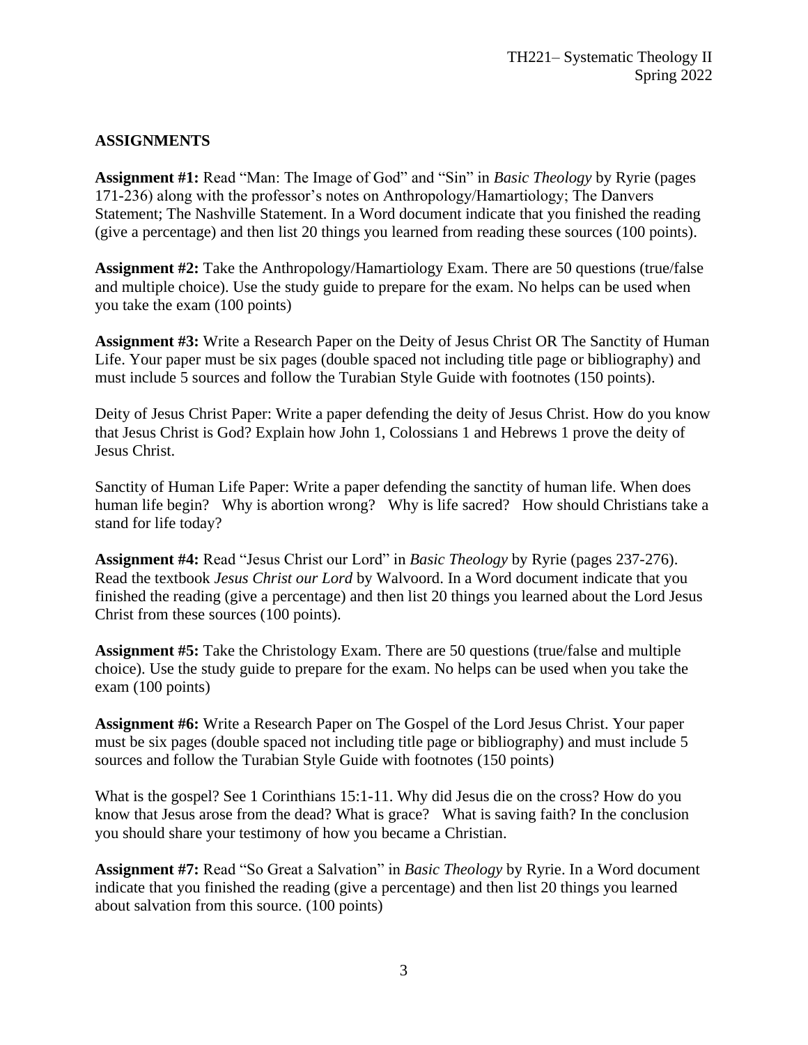## ASSIGNMENTS

**Assignment #1:** Read "Man: The Image of God" and "Sin" in *Basic Theology* by Ryrie (pages 171-236) along with the professor's notes on Anthropology/Hamartiology; The Danvers Statement; The Nashville Statement. In a Word document indicate that you finished the reading (give a percentage) and then list 20 things you learned from reading these sources (100 points).

**Assignment #2:** Take the Anthropology/Hamartiology Exam. There are 50 questions (true/false and multiple choice). Use the study guide to prepare for the exam. No helps can be used when you take the exam (100 points)

**Assignment #3:** Write a Research Paper on the Deity of Jesus Christ OR The Sanctity of Human Life. Your paper must be six pages (double spaced not including title page or bibliography) and must include 5 sources and follow the Turabian Style Guide with footnotes (150 points).

Deity of Jesus Christ Paper: Write a paper defending the deity of Jesus Christ. How do you know that Jesus Christ is God? Explain how John 1, Colossians 1 and Hebrews 1 prove the deity of Jesus Christ.

Sanctity of Human Life Paper: Write a paper defending the sanctity of human life. When does human life begin? Why is abortion wrong? Why is life sacred? How should Christians take a stand for life today?

**Assignment #4:** Read "Jesus Christ our Lord" in *Basic Theology* by Ryrie (pages 237-276). Read the textbook *Jesus Christ our Lord* by Walvoord. In a Word document indicate that you finished the reading (give a percentage) and then list 20 things you learned about the Lord Jesus Christ from these sources (100 points).

**Assignment #5:** Take the Christology Exam. There are 50 questions (true/false and multiple choice). Use the study guide to prepare for the exam. No helps can be used when you take the exam (100 points)

**Assignment #6:** Write a Research Paper on The Gospel of the Lord Jesus Christ. Your paper must be six pages (double spaced not including title page or bibliography) and must include 5 sources and follow the Turabian Style Guide with footnotes (150 points)

What is the gospel? See 1 Corinthians 15:1-11. Why did Jesus die on the cross? How do you know that Jesus arose from the dead? What is grace? What is saving faith? In the conclusion you should share your testimony of how you became a Christian.

**Assignment #7:** Read "So Great a Salvation" in *Basic Theology* by Ryrie. In a Word document indicate that you finished the reading (give a percentage) and then list 20 things you learned about salvation from this source. (100 points)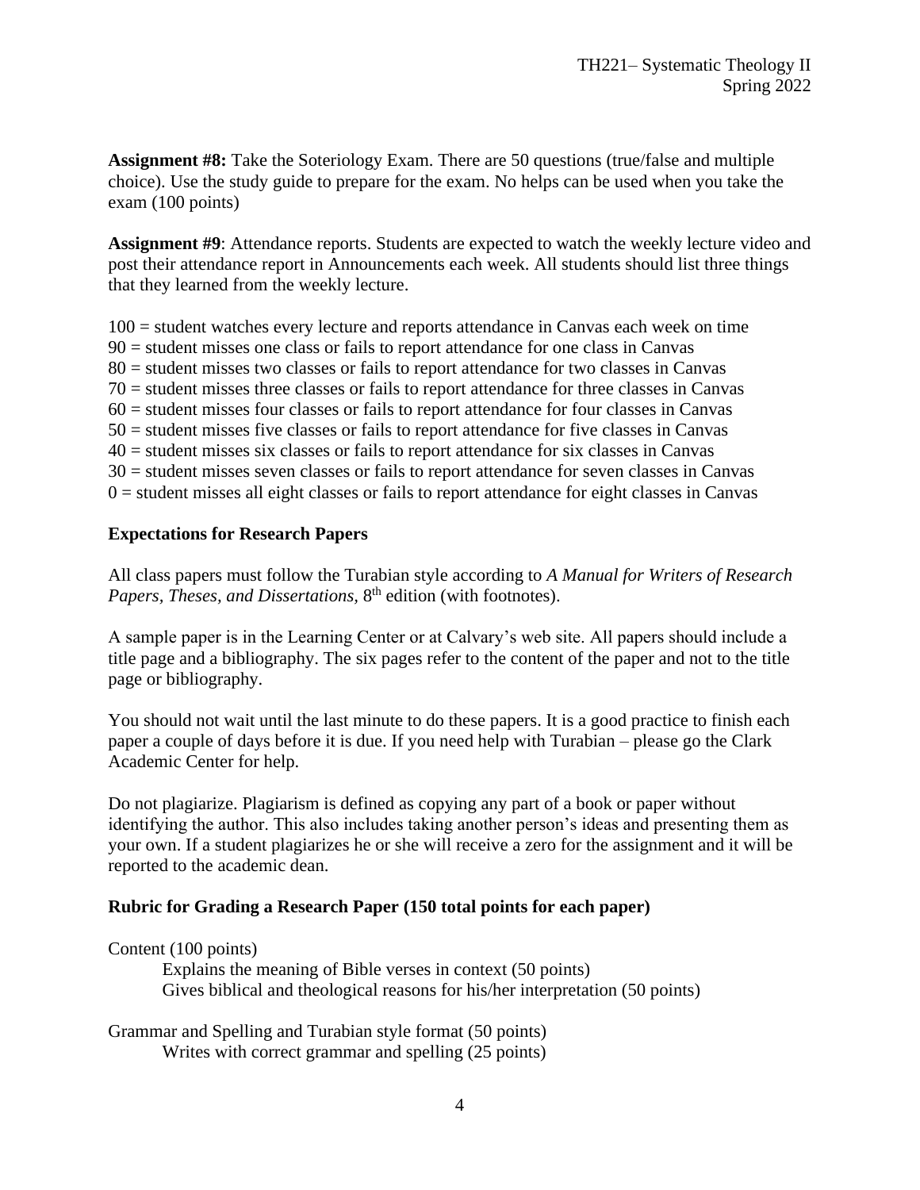**Assignment #8:** Take the Soteriology Exam. There are 50 questions (true/false and multiple choice). Use the study guide to prepare for the exam. No helps can be used when you take the exam (100 points)

**Assignment #9**: Attendance reports. Students are expected to watch the weekly lecture video and post their attendance report in Announcements each week. All students should list three things that they learned from the weekly lecture.

100 = student watches every lecture and reports attendance in Canvas each week on time
90 = student misses one class or fails to report attendance for one class in Canvas
80 = student misses two classes or fails to report attendance for two classes in Canvas
70 = student misses three classes or fails to report attendance for three classes in Canvas
60 = student misses four classes or fails to report attendance for four classes in Canvas
50 = student misses five classes or fails to report attendance for five classes in Canvas
40 = student misses six classes or fails to report attendance for six classes in Canvas
30 = student misses seven classes or fails to report attendance for seven classes in Canvas
0 = student misses all eight classes or fails to report attendance for eight classes in Canvas

**Expectations for Research Papers**

All class papers must follow the Turabian style according to *A Manual for Writers of Research Papers, Theses, and Dissertations*, 8th edition (with footnotes).

A sample paper is in the Learning Center or at Calvary's web site. All papers should include a title page and a bibliography. The six pages refer to the content of the paper and not to the title page or bibliography.

You should not wait until the last minute to do these papers. It is a good practice to finish each paper a couple of days before it is due. If you need help with Turabian – please go the Clark Academic Center for help.

Do not plagiarize. Plagiarism is defined as copying any part of a book or paper without identifying the author. This also includes taking another person's ideas and presenting them as your own. If a student plagiarizes he or she will receive a zero for the assignment and it will be reported to the academic dean.

**Rubric for Grading a Research Paper (150 total points for each paper)**

Content (100 points)
- Explains the meaning of Bible verses in context (50 points)
- Gives biblical and theological reasons for his/her interpretation (50 points)

Grammar and Spelling and Turabian style format (50 points)
- Writes with correct grammar and spelling (25 points)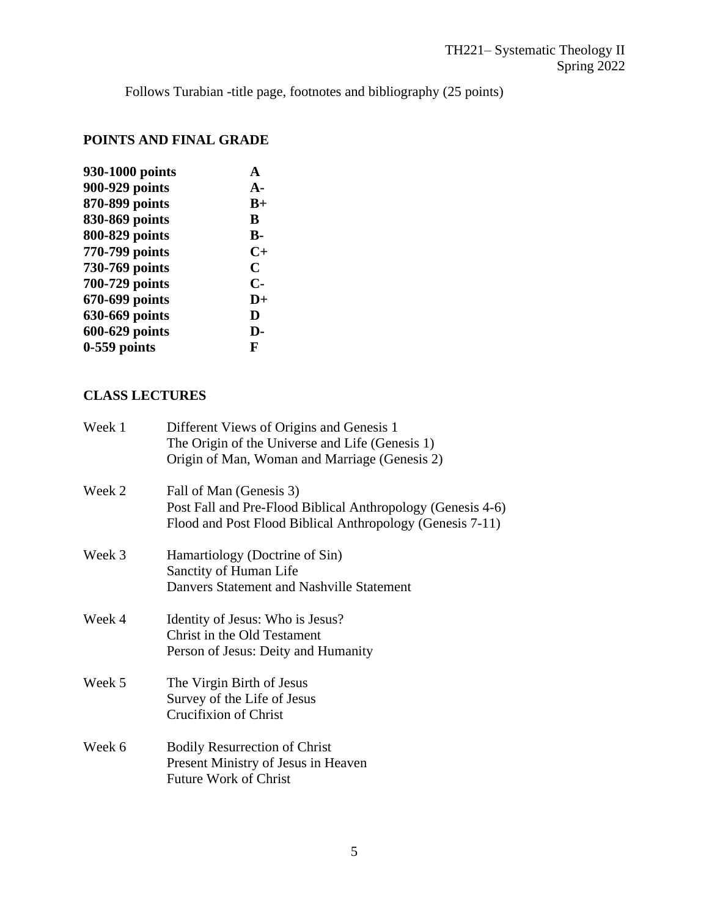Follows Turabian -title page, footnotes and bibliography (25 points)

## POINTS AND FINAL GRADE

| | |
|---|---|
| **930-1000 points** | **A** |
| **900-929 points** | **A-** |
| **870-899 points** | **B+** |
| **830-869 points** | **B** |
| **800-829 points** | **B-** |
| **770-799 points** | **C+** |
| **730-769 points** | **C** |
| **700-729 points** | **C-** |
| **670-699 points** | **D+** |
| **630-669 points** | **D** |
| **600-629 points** | **D-** |
| **0-559 points** | **F** |

## CLASS LECTURES

| | |
|---|---|
| Week 1 | Different Views of Origins and Genesis 1<br>The Origin of the Universe and Life (Genesis 1)<br>Origin of Man, Woman and Marriage (Genesis 2) |
| Week 2 | Fall of Man (Genesis 3)<br>Post Fall and Pre-Flood Biblical Anthropology (Genesis 4-6)<br>Flood and Post Flood Biblical Anthropology (Genesis 7-11) |
| Week 3 | Hamartiology (Doctrine of Sin)<br>Sanctity of Human Life<br>Danvers Statement and Nashville Statement |
| Week 4 | Identity of Jesus: Who is Jesus?<br>Christ in the Old Testament<br>Person of Jesus: Deity and Humanity |
| Week 5 | The Virgin Birth of Jesus<br>Survey of the Life of Jesus<br>Crucifixion of Christ |
| Week 6 | Bodily Resurrection of Christ<br>Present Ministry of Jesus in Heaven<br>Future Work of Christ |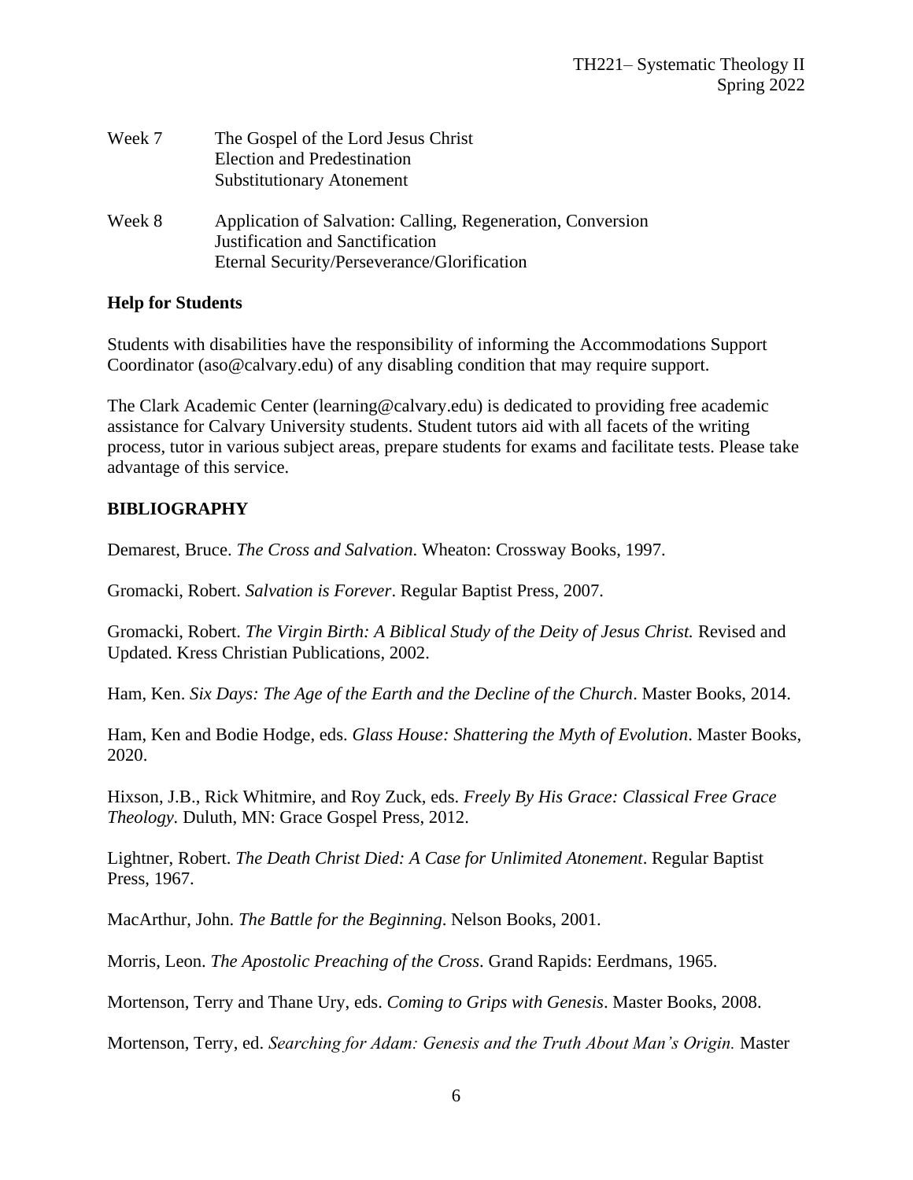| | |
|---|---|
| Week 7 | The Gospel of the Lord Jesus Christ<br>Election and Predestination<br>Substitutionary Atonement |
| Week 8 | Application of Salvation: Calling, Regeneration, Conversion<br>Justification and Sanctification<br>Eternal Security/Perseverance/Glorification |

**Help for Students**

Students with disabilities have the responsibility of informing the Accommodations Support Coordinator (aso@calvary.edu) of any disabling condition that may require support.

The Clark Academic Center (learning@calvary.edu) is dedicated to providing free academic assistance for Calvary University students. Student tutors aid with all facets of the writing process, tutor in various subject areas, prepare students for exams and facilitate tests. Please take advantage of this service.

**BIBLIOGRAPHY**

Demarest, Bruce. *The Cross and Salvation*. Wheaton: Crossway Books, 1997.

Gromacki, Robert. *Salvation is Forever*. Regular Baptist Press, 2007.

Gromacki, Robert. *The Virgin Birth: A Biblical Study of the Deity of Jesus Christ.* Revised and Updated. Kress Christian Publications, 2002.

Ham, Ken. *Six Days: The Age of the Earth and the Decline of the Church*. Master Books, 2014.

Ham, Ken and Bodie Hodge, eds. *Glass House: Shattering the Myth of Evolution*. Master Books, 2020.

Hixson, J.B., Rick Whitmire, and Roy Zuck, eds. *Freely By His Grace: Classical Free Grace Theology.* Duluth, MN: Grace Gospel Press, 2012.

Lightner, Robert. *The Death Christ Died: A Case for Unlimited Atonement*. Regular Baptist Press, 1967.

MacArthur, John. *The Battle for the Beginning*. Nelson Books, 2001.

Morris, Leon. *The Apostolic Preaching of the Cross*. Grand Rapids: Eerdmans, 1965.

Mortenson, Terry and Thane Ury, eds. *Coming to Grips with Genesis*. Master Books, 2008.

Mortenson, Terry, ed. *Searching for Adam: Genesis and the Truth About Man's Origin.* Master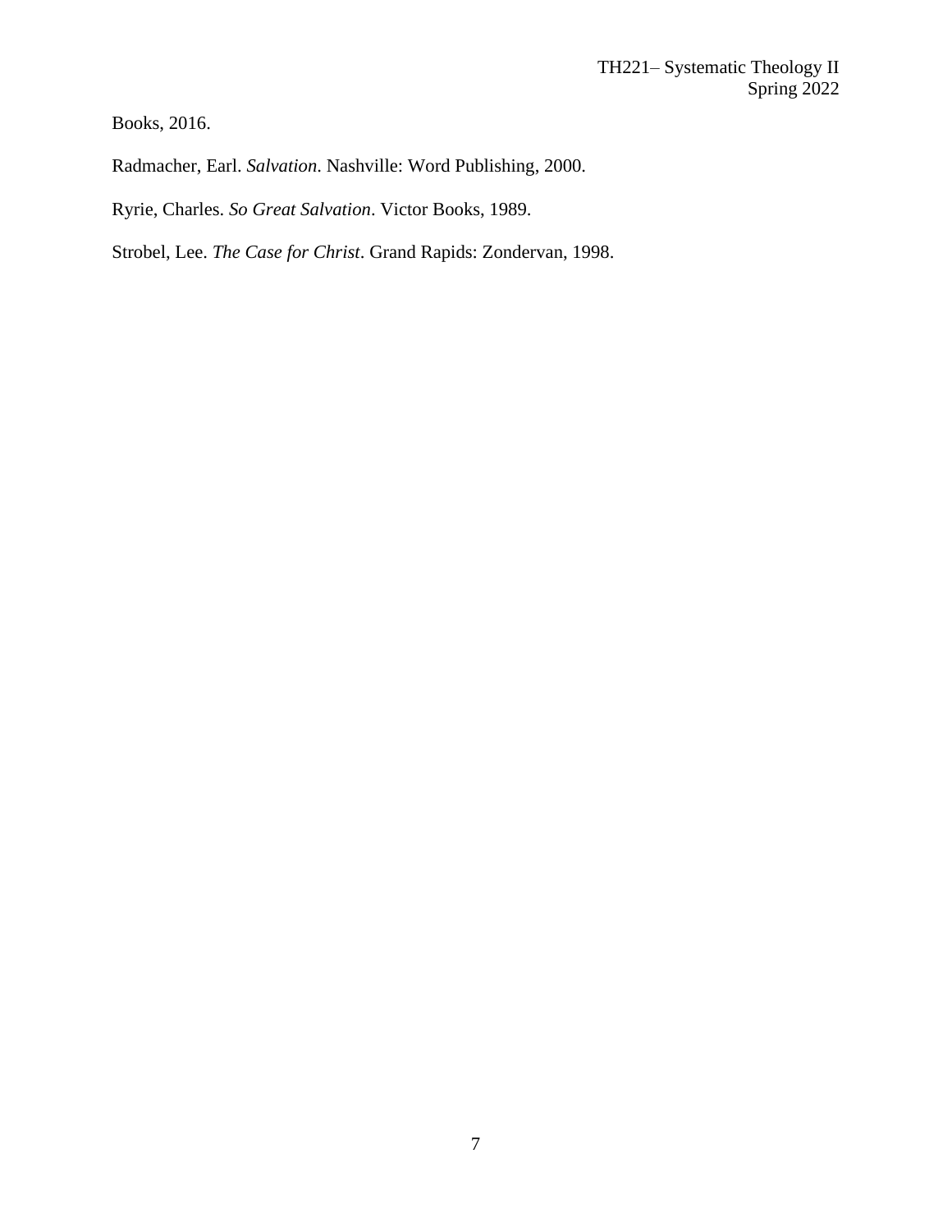Books, 2016.

Radmacher, Earl. *Salvation*. Nashville: Word Publishing, 2000.

Ryrie, Charles. *So Great Salvation*. Victor Books, 1989.

Strobel, Lee. *The Case for Christ*. Grand Rapids: Zondervan, 1998.